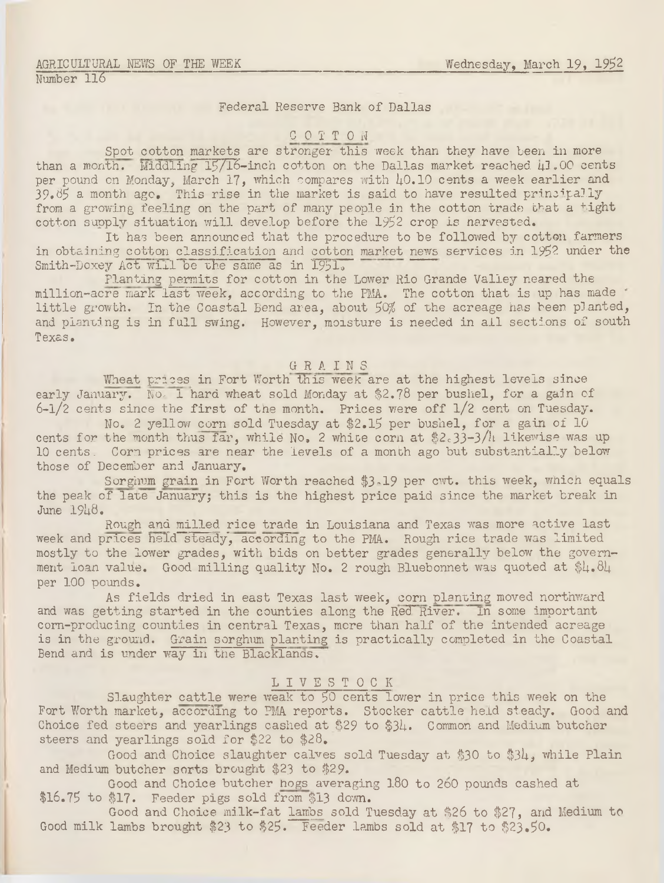AGRICULTURAL NEWS OF THE WEEK — Wednesday, March 19, 1952

Number 116

Federal Reserve Bank of Dallas

## COTTON

Spot cotton markets are stronger this week than they have been in more than a month. Middling 15/16-inch cotton on the Dallas market reached 41.00 cents per pound on Monday, March 17, which compares with 40.10 cents a week earlier and 39.85 a month ago. This rise in the market is said to have resulted principally from a growing feeling on the part of many people in the cotton trade that a tight cotton supply situation will develop before the 1952 crop is harvested.

It has been announced that the procedure to be followed by cotton farmers in obtaining cotton classification and cotton market news services in 1952 under the Smith-Doxey Act will be the same as in 1951.

Planting permits for cotton in the Lower Rio Grande Valley neared the million-acre mark last week, according to the PMA. The cotton that is up has made little growth. In the Coastal Bend area, about 50% of the acreage has been planted, and planting is in full swing. However, moisture is needed in all sections of south Texas.

## GRAINS

Wheat prices in Fort Worth this week are at the highest levels since early January. No. 1 hard wheat sold Monday at $2.78 per bushel, for a gain of 6-1/2 cents since the first of the month. Prices were off 1/2 cent on Tuesday.

No. 2 yellow corn sold Tuesday at $2.15 per bushel, for a gain of 10 cents for the month thus far, while No. 2 white corn at $2.33-3/4 likewise was up 10 cents. Corn prices are near the levels of a month ago but substantially below those of December and January.

Sorghum grain in Fort Worth reached $3.19 per cwt. this week, which equals the peak of late January; this is the highest price paid since the market break in June 1948.

Rough and milled rice trade in Louisiana and Texas was more active last week and prices held steady, according to the PMA. Rough rice trade was limited mostly to the lower grades, with bids on better grades generally below the government loan value. Good milling quality No. 2 rough Bluebonnet was quoted at $4.84 per 100 pounds.

As fields dried in east Texas last week, corn planting moved northward and was getting started in the counties along the Red River. In some important corn-producing counties in central Texas, more than half of the intended acreage is in the ground. Grain sorghum planting is practically completed in the Coastal Bend and is under way in the Blacklands.

## LIVESTOCK

Slaughter cattle were weak to 50 cents lower in price this week on the Fort Worth market, according to PMA reports. Stocker cattle held steady. Good and Choice fed steers and yearlings cashed at $29 to $34. Common and Medium butcher steers and yearlings sold for $22 to $28.

Good and Choice slaughter calves sold Tuesday at $30 to $34, while Plain and Medium butcher sorts brought $23 to $29.

Good and Choice butcher hogs averaging 180 to 260 pounds cashed at $16.75 to $17. Feeder pigs sold from $13 down.

Good and Choice milk-fat lambs sold Tuesday at $26 to $27, and Medium to Good milk lambs brought $23 to $25. Feeder lambs sold at $17 to $23.50.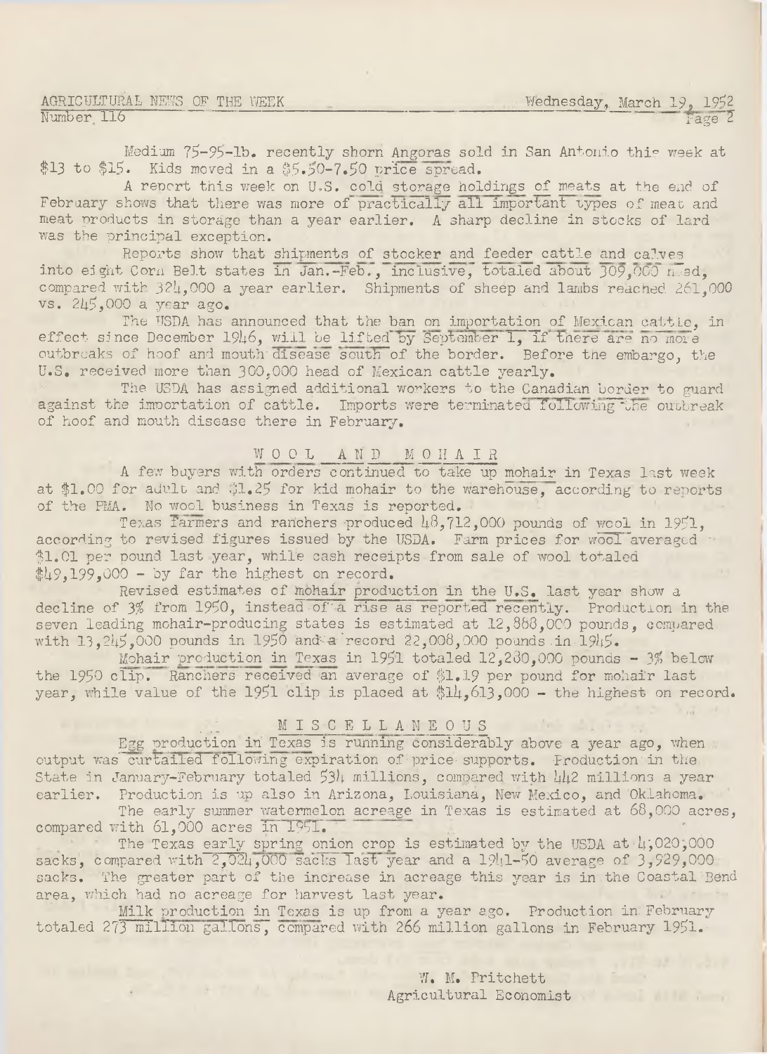Medium 75-95-lb. recently shorn Angoras sold in San Antonio this week at $13 to $15. Kids moved in a $5.50-7.50 price spread.

A report this week on U.S. cold storage holdings of meats at the end of February shows that there was more of practically all important types of meat and meat products in storage than a year earlier. A sharp decline in stocks of lard was the principal exception.

Reports show that shipments of stocker and feeder cattle and calves into eight Corn Belt states in Jan.-Feb., inclusive, totaled about 309,000 head, compared with 324,000 a year earlier. Shipments of sheep and lambs reached 261,000 vs. 245,000 a year ago.

The USDA has announced that the ban on importation of Mexican cattle, in effect since December 1946, will be lifted by September 1, if there are no more outbreaks of hoof and mouth disease south of the border. Before the embargo, the U.S. received more than 300,000 head of Mexican cattle yearly.

The USDA has assigned additional workers to the Canadian border to guard against the importation of cattle. Imports were terminated following the outbreak of hoof and mouth disease there in February.

## WOOL AND MOHAIR

A few buyers with orders continued to take up mohair in Texas last week at $1.00 for adult and $1.25 for kid mohair to the warehouse, according to reports of the PMA. No wool business in Texas is reported.

Texas farmers and ranchers produced 48,712,000 pounds of wool in 1951, according to revised figures issued by the USDA. Farm prices for wool averaged $1.01 per pound last year, while cash receipts from sale of wool totaled $49,199,000 - by far the highest on record.

Revised estimates of mohair production in the U.S. last year show a decline of 3% from 1950, instead of a rise as reported recently. Production in the seven leading mohair-producing states is estimated at 12,868,000 pounds, compared with 13,245,000 pounds in 1950 and a record 22,008,000 pounds in 1945.

Mohair production in Texas in 1951 totaled 12,280,000 pounds - 3% below the 1950 clip. Ranchers received an average of $1.19 per pound for mohair last year, while value of the 1951 clip is placed at $14,613,000 - the highest on record.

## MISCELLANEOUS

Egg production in Texas is running considerably above a year ago, when output was curtailed following expiration of price supports. Production in the State in January-February totaled 534 millions, compared with 442 millions a year earlier. Production is up also in Arizona, Louisiana, New Mexico, and Oklahoma.

The early summer watermelon acreage in Texas is estimated at 68,000 acres, compared with 61,000 acres in 1951.

The Texas early spring onion crop is estimated by the USDA at 4,020,000 sacks, compared with 2,024,000 sacks last year and a 1941-50 average of 3,929,000 sacks. The greater part of the increase in acreage this year is in the Coastal Bend area, which had no acreage for harvest last year.

Milk production in Texas is up from a year ago. Production in February totaled 273 million gallons, compared with 266 million gallons in February 1951.

W. M. Pritchett
Agricultural Economist